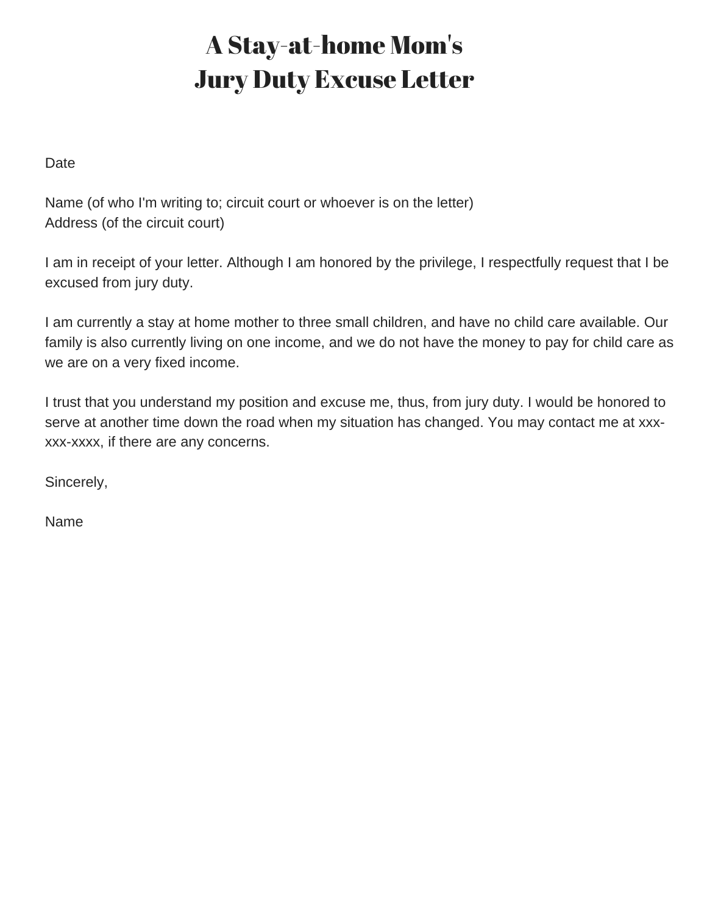# A Stay-at-home Mom's Jury Duty Excuse Letter

Date

Name (of who I'm writing to; circuit court or whoever is on the letter)
Address (of the circuit court)

I am in receipt of your letter. Although I am honored by the privilege, I respectfully request that I be excused from jury duty.

I am currently a stay at home mother to three small children, and have no child care available. Our family is also currently living on one income, and we do not have the money to pay for child care as we are on a very fixed income.

I trust that you understand my position and excuse me, thus, from jury duty. I would be honored to serve at another time down the road when my situation has changed. You may contact me at xxx-xxx-xxxx, if there are any concerns.

Sincerely,

Name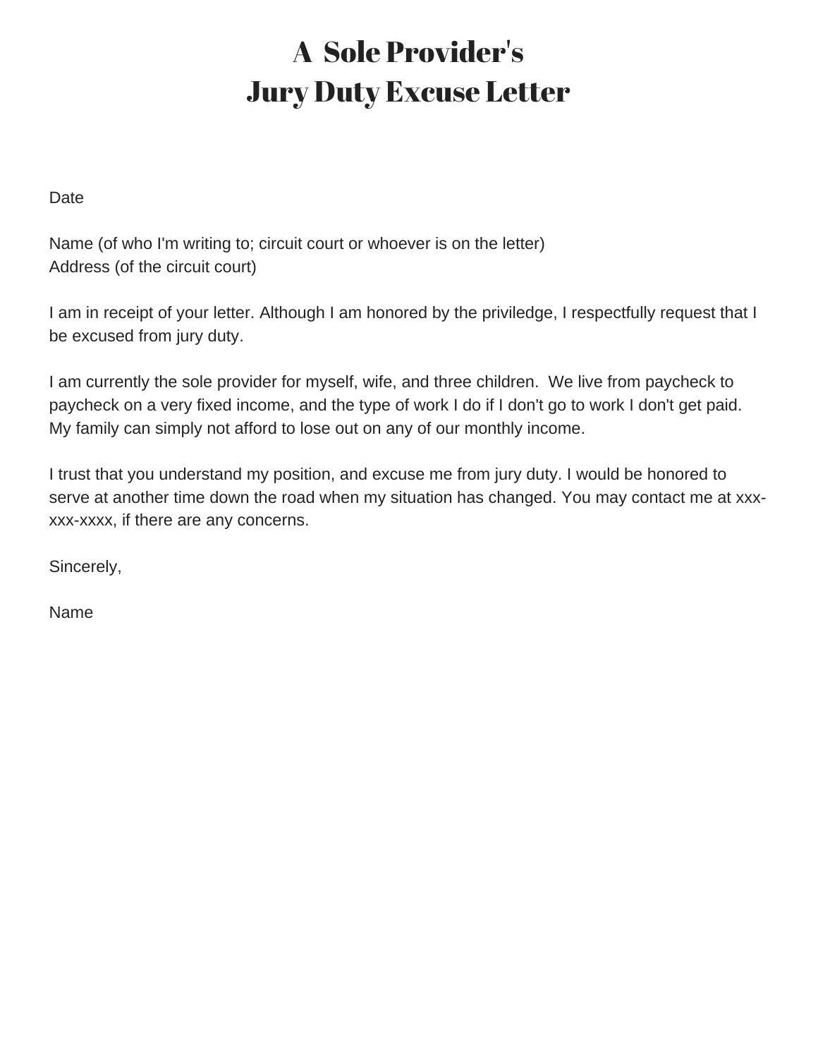# A Sole Provider's Jury Duty Excuse Letter

Date

Name (of who I'm writing to; circuit court or whoever is on the letter)
Address (of the circuit court)

I am in receipt of your letter. Although I am honored by the priviledge, I respectfully request that I be excused from jury duty.

I am currently the sole provider for myself, wife, and three children. We live from paycheck to paycheck on a very fixed income, and the type of work I do if I don't go to work I don't get paid. My family can simply not afford to lose out on any of our monthly income.

I trust that you understand my position, and excuse me from jury duty. I would be honored to serve at another time down the road when my situation has changed. You may contact me at xxx-xxx-xxxx, if there are any concerns.

Sincerely,

Name